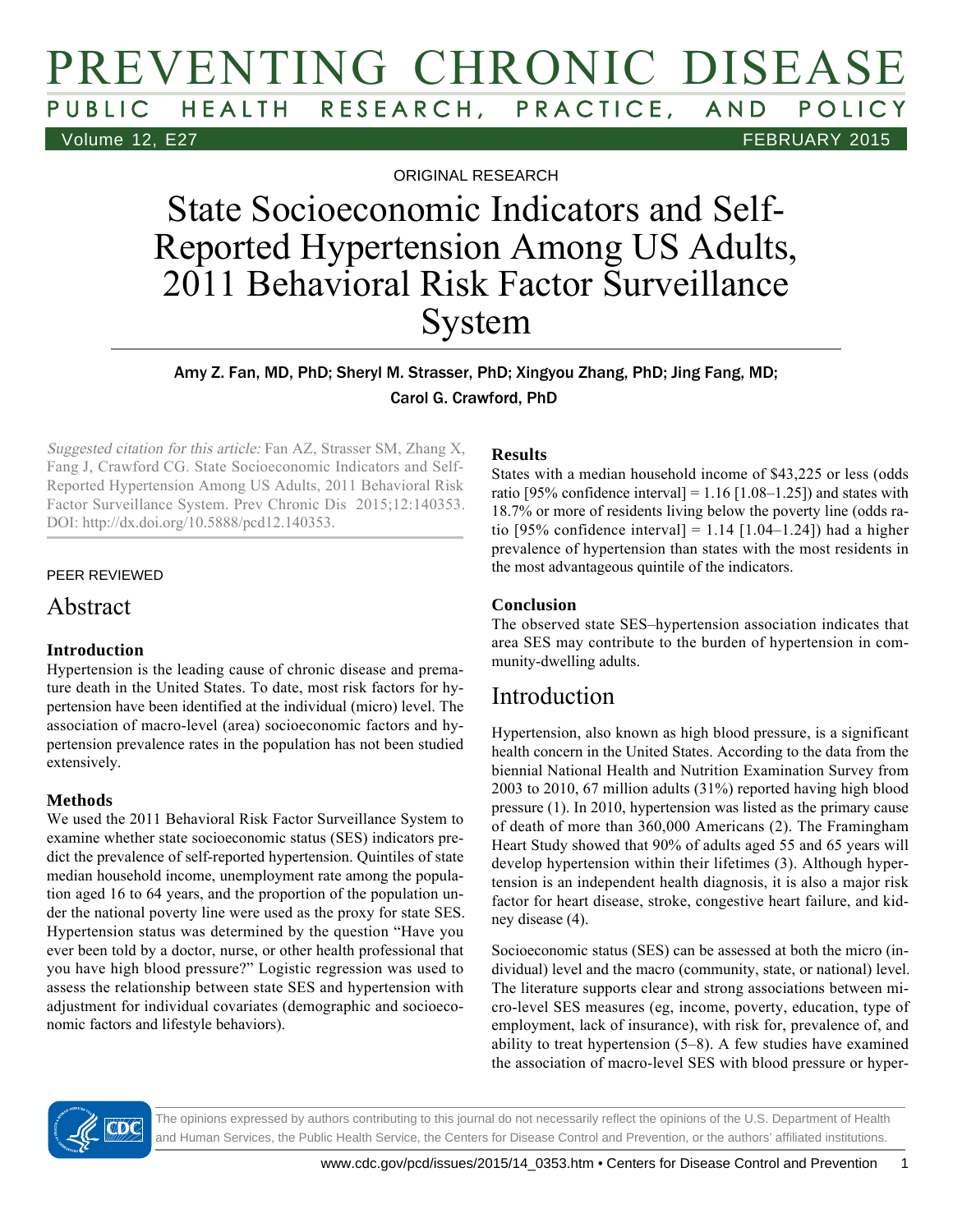ORIGINAL RESEARCH

# State Socioeconomic Indicators and Self-Reported Hypertension Among US Adults, 2011 Behavioral Risk Factor Surveillance System

Amy Z. Fan, MD, PhD; Sheryl M. Strasser, PhD; Xingyou Zhang, PhD; Jing Fang, MD; Carol G. Crawford, PhD

*Suggested citation for this article:* Fan AZ, Strasser SM, Zhang X, Fang J, Crawford CG. State Socioeconomic Indicators and Self-Reported Hypertension Among US Adults, 2011 Behavioral Risk Factor Surveillance System. Prev Chronic Dis 2015;12:140353. DOI: http://dx.doi.org/10.5888/pcd12.140353.

PEER REVIEWED

## Abstract

### Introduction

Hypertension is the leading cause of chronic disease and premature death in the United States. To date, most risk factors for hypertension have been identified at the individual (micro) level. The association of macro-level (area) socioeconomic factors and hypertension prevalence rates in the population has not been studied extensively.

### Methods

We used the 2011 Behavioral Risk Factor Surveillance System to examine whether state socioeconomic status (SES) indicators predict the prevalence of self-reported hypertension. Quintiles of state median household income, unemployment rate among the population aged 16 to 64 years, and the proportion of the population under the national poverty line were used as the proxy for state SES. Hypertension status was determined by the question "Have you ever been told by a doctor, nurse, or other health professional that you have high blood pressure?" Logistic regression was used to assess the relationship between state SES and hypertension with adjustment for individual covariates (demographic and socioeconomic factors and lifestyle behaviors).

### Results

States with a median household income of $43,225 or less (odds ratio [95% confidence interval] = 1.16 [1.08–1.25]) and states with 18.7% or more of residents living below the poverty line (odds ratio [95% confidence interval] = 1.14 [1.04–1.24]) had a higher prevalence of hypertension than states with the most residents in the most advantageous quintile of the indicators.

### Conclusion

The observed state SES–hypertension association indicates that area SES may contribute to the burden of hypertension in community-dwelling adults.

## Introduction

Hypertension, also known as high blood pressure, is a significant health concern in the United States. According to the data from the biennial National Health and Nutrition Examination Survey from 2003 to 2010, 67 million adults (31%) reported having high blood pressure (1). In 2010, hypertension was listed as the primary cause of death of more than 360,000 Americans (2). The Framingham Heart Study showed that 90% of adults aged 55 and 65 years will develop hypertension within their lifetimes (3). Although hypertension is an independent health diagnosis, it is also a major risk factor for heart disease, stroke, congestive heart failure, and kidney disease (4).

Socioeconomic status (SES) can be assessed at both the micro (individual) level and the macro (community, state, or national) level. The literature supports clear and strong associations between micro-level SES measures (eg, income, poverty, education, type of employment, lack of insurance), with risk for, prevalence of, and ability to treat hypertension (5–8). A few studies have examined the association of macro-level SES with blood pressure or hyper-

The opinions expressed by authors contributing to this journal do not necessarily reflect the opinions of the U.S. Department of Health and Human Services, the Public Health Service, the Centers for Disease Control and Prevention, or the authors' affiliated institutions.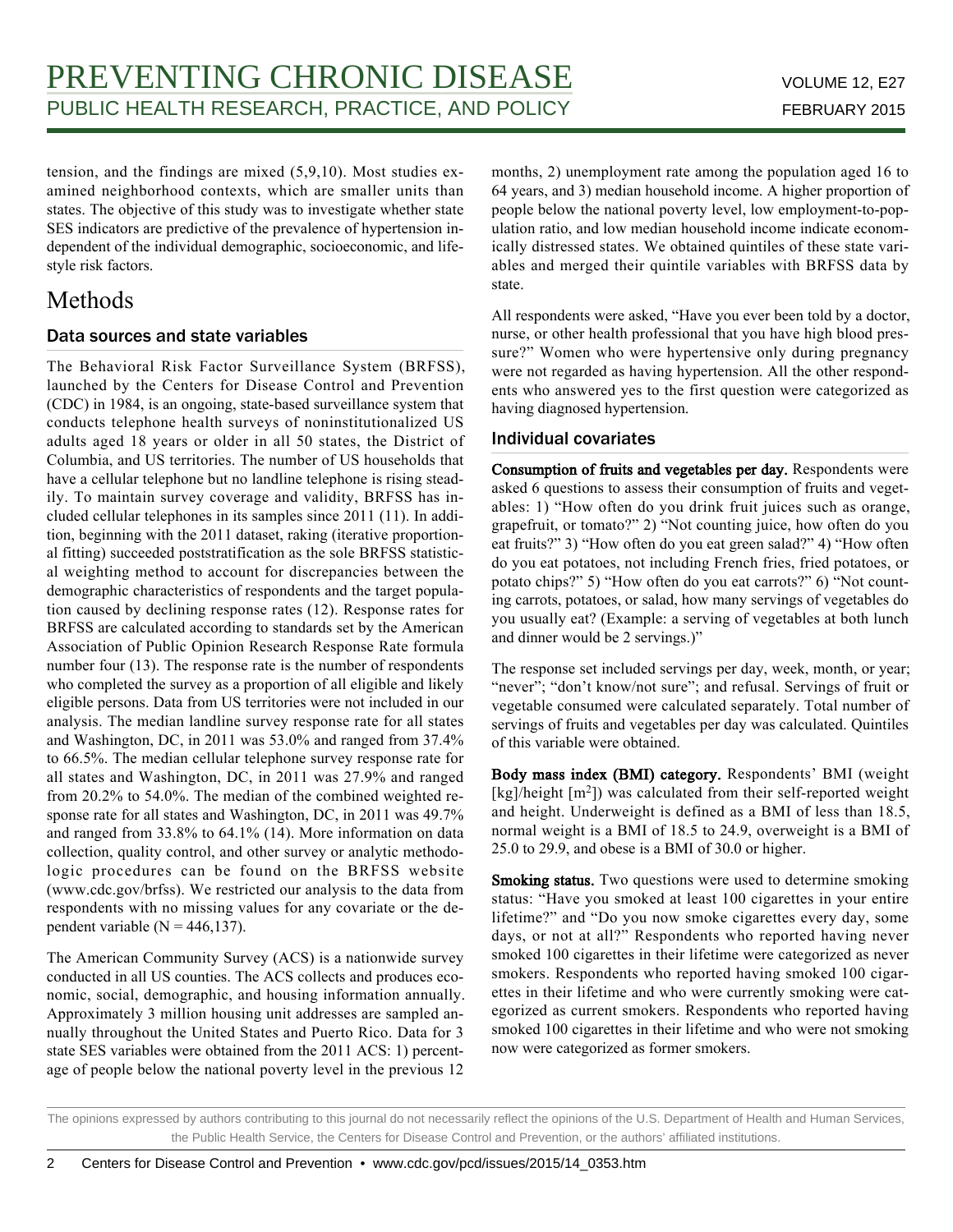tension, and the findings are mixed (5,9,10). Most studies examined neighborhood contexts, which are smaller units than states. The objective of this study was to investigate whether state SES indicators are predictive of the prevalence of hypertension independent of the individual demographic, socioeconomic, and lifestyle risk factors.

# Methods

## Data sources and state variables

The Behavioral Risk Factor Surveillance System (BRFSS), launched by the Centers for Disease Control and Prevention (CDC) in 1984, is an ongoing, state-based surveillance system that conducts telephone health surveys of noninstitutionalized US adults aged 18 years or older in all 50 states, the District of Columbia, and US territories. The number of US households that have a cellular telephone but no landline telephone is rising steadily. To maintain survey coverage and validity, BRFSS has included cellular telephones in its samples since 2011 (11). In addition, beginning with the 2011 dataset, raking (iterative proportional fitting) succeeded poststratification as the sole BRFSS statistical weighting method to account for discrepancies between the demographic characteristics of respondents and the target population caused by declining response rates (12). Response rates for BRFSS are calculated according to standards set by the American Association of Public Opinion Research Response Rate formula number four (13). The response rate is the number of respondents who completed the survey as a proportion of all eligible and likely eligible persons. Data from US territories were not included in our analysis. The median landline survey response rate for all states and Washington, DC, in 2011 was 53.0% and ranged from 37.4% to 66.5%. The median cellular telephone survey response rate for all states and Washington, DC, in 2011 was 27.9% and ranged from 20.2% to 54.0%. The median of the combined weighted response rate for all states and Washington, DC, in 2011 was 49.7% and ranged from 33.8% to 64.1% (14). More information on data collection, quality control, and other survey or analytic methodologic procedures can be found on the BRFSS website (www.cdc.gov/brfss). We restricted our analysis to the data from respondents with no missing values for any covariate or the dependent variable (N = 446,137).

The American Community Survey (ACS) is a nationwide survey conducted in all US counties. The ACS collects and produces economic, social, demographic, and housing information annually. Approximately 3 million housing unit addresses are sampled annually throughout the United States and Puerto Rico. Data for 3 state SES variables were obtained from the 2011 ACS: 1) percentage of people below the national poverty level in the previous 12 months, 2) unemployment rate among the population aged 16 to 64 years, and 3) median household income. A higher proportion of people below the national poverty level, low employment-to-population ratio, and low median household income indicate economically distressed states. We obtained quintiles of these state variables and merged their quintile variables with BRFSS data by state.

All respondents were asked, "Have you ever been told by a doctor, nurse, or other health professional that you have high blood pressure?" Women who were hypertensive only during pregnancy were not regarded as having hypertension. All the other respondents who answered yes to the first question were categorized as having diagnosed hypertension.

## Individual covariates

**Consumption of fruits and vegetables per day.** Respondents were asked 6 questions to assess their consumption of fruits and vegetables: 1) "How often do you drink fruit juices such as orange, grapefruit, or tomato?" 2) "Not counting juice, how often do you eat fruits?" 3) "How often do you eat green salad?" 4) "How often do you eat potatoes, not including French fries, fried potatoes, or potato chips?" 5) "How often do you eat carrots?" 6) "Not counting carrots, potatoes, or salad, how many servings of vegetables do you usually eat? (Example: a serving of vegetables at both lunch and dinner would be 2 servings.)"

The response set included servings per day, week, month, or year; "never"; "don't know/not sure"; and refusal. Servings of fruit or vegetable consumed were calculated separately. Total number of servings of fruits and vegetables per day was calculated. Quintiles of this variable were obtained.

**Body mass index (BMI) category.** Respondents' BMI (weight [kg]/height [$m^2$]) was calculated from their self-reported weight and height. Underweight is defined as a BMI of less than 18.5, normal weight is a BMI of 18.5 to 24.9, overweight is a BMI of 25.0 to 29.9, and obese is a BMI of 30.0 or higher.

**Smoking status.** Two questions were used to determine smoking status: "Have you smoked at least 100 cigarettes in your entire lifetime?" and "Do you now smoke cigarettes every day, some days, or not at all?" Respondents who reported having never smoked 100 cigarettes in their lifetime were categorized as never smokers. Respondents who reported having smoked 100 cigarettes in their lifetime and who were currently smoking were categorized as current smokers. Respondents who reported having smoked 100 cigarettes in their lifetime and who were not smoking now were categorized as former smokers.

The opinions expressed by authors contributing to this journal do not necessarily reflect the opinions of the U.S. Department of Health and Human Services, the Public Health Service, the Centers for Disease Control and Prevention, or the authors' affiliated institutions.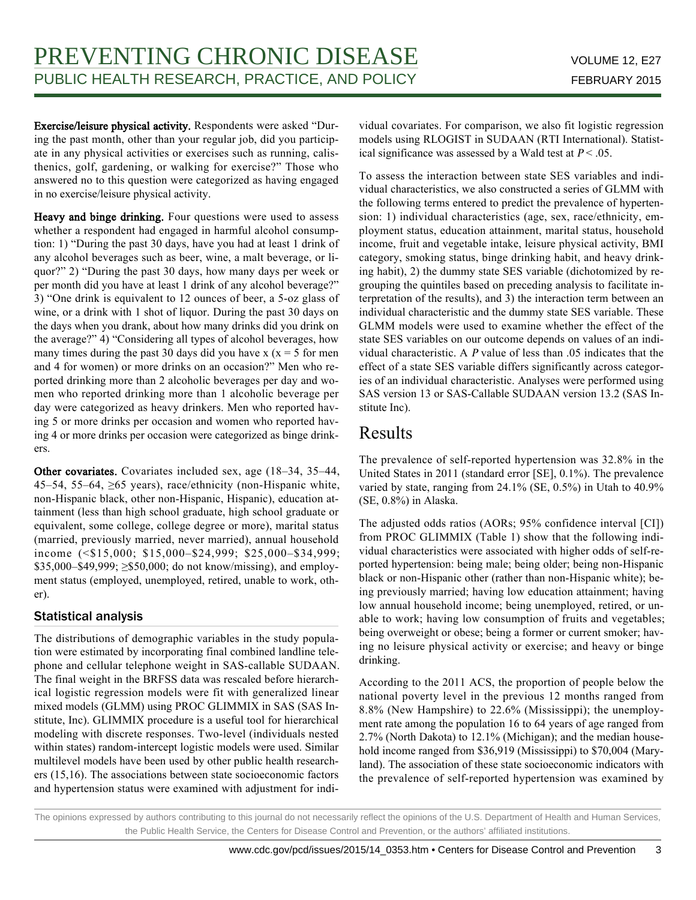**Exercise/leisure physical activity.** Respondents were asked "During the past month, other than your regular job, did you participate in any physical activities or exercises such as running, calisthenics, golf, gardening, or walking for exercise?" Those who answered no to this question were categorized as having engaged in no exercise/leisure physical activity.

**Heavy and binge drinking.** Four questions were used to assess whether a respondent had engaged in harmful alcohol consumption: 1) "During the past 30 days, have you had at least 1 drink of any alcohol beverages such as beer, wine, a malt beverage, or liquor?" 2) "During the past 30 days, how many days per week or per month did you have at least 1 drink of any alcohol beverage?" 3) "One drink is equivalent to 12 ounces of beer, a 5-oz glass of wine, or a drink with 1 shot of liquor. During the past 30 days on the days when you drank, about how many drinks did you drink on the average?" 4) "Considering all types of alcohol beverages, how many times during the past 30 days did you have x (x = 5 for men and 4 for women) or more drinks on an occasion?" Men who reported drinking more than 2 alcoholic beverages per day and women who reported drinking more than 1 alcoholic beverage per day were categorized as heavy drinkers. Men who reported having 5 or more drinks per occasion and women who reported having 4 or more drinks per occasion were categorized as binge drinkers.

**Other covariates.** Covariates included sex, age (18–34, 35–44, 45–54, 55–64, ≥65 years), race/ethnicity (non-Hispanic white, non-Hispanic black, other non-Hispanic, Hispanic), education attainment (less than high school graduate, high school graduate or equivalent, some college, college degree or more), marital status (married, previously married, never married), annual household income (<$15,000; $15,000–$24,999; $25,000–$34,999; $35,000–$49,999; ≥$50,000; do not know/missing), and employment status (employed, unemployed, retired, unable to work, other).

### Statistical analysis

The distributions of demographic variables in the study population were estimated by incorporating final combined landline telephone and cellular telephone weight in SAS-callable SUDAAN. The final weight in the BRFSS data was rescaled before hierarchical logistic regression models were fit with generalized linear mixed models (GLMM) using PROC GLIMMIX in SAS (SAS Institute, Inc). GLIMMIX procedure is a useful tool for hierarchical modeling with discrete responses. Two-level (individuals nested within states) random-intercept logistic models were used. Similar multilevel models have been used by other public health researchers (15,16). The associations between state socioeconomic factors and hypertension status were examined with adjustment for individual covariates. For comparison, we also fit logistic regression models using RLOGIST in SUDAAN (RTI International). Statistical significance was assessed by a Wald test at $P < .05$.

To assess the interaction between state SES variables and individual characteristics, we also constructed a series of GLMM with the following terms entered to predict the prevalence of hypertension: 1) individual characteristics (age, sex, race/ethnicity, employment status, education attainment, marital status, household income, fruit and vegetable intake, leisure physical activity, BMI category, smoking status, binge drinking habit, and heavy drinking habit), 2) the dummy state SES variable (dichotomized by regrouping the quintiles based on preceding analysis to facilitate interpretation of the results), and 3) the interaction term between an individual characteristic and the dummy state SES variable. These GLMM models were used to examine whether the effect of the state SES variables on our outcome depends on values of an individual characteristic. A *P* value of less than .05 indicates that the effect of a state SES variable differs significantly across categories of an individual characteristic. Analyses were performed using SAS version 13 or SAS-Callable SUDAAN version 13.2 (SAS Institute Inc).

## Results

The prevalence of self-reported hypertension was 32.8% in the United States in 2011 (standard error [SE], 0.1%). The prevalence varied by state, ranging from 24.1% (SE, 0.5%) in Utah to 40.9% (SE, 0.8%) in Alaska.

The adjusted odds ratios (AORs; 95% confidence interval [CI]) from PROC GLIMMIX (Table 1) show that the following individual characteristics were associated with higher odds of self-reported hypertension: being male; being older; being non-Hispanic black or non-Hispanic other (rather than non-Hispanic white); being previously married; having low education attainment; having low annual household income; being unemployed, retired, or unable to work; having low consumption of fruits and vegetables; being overweight or obese; being a former or current smoker; having no leisure physical activity or exercise; and heavy or binge drinking.

According to the 2011 ACS, the proportion of people below the national poverty level in the previous 12 months ranged from 8.8% (New Hampshire) to 22.6% (Mississippi); the unemployment rate among the population 16 to 64 years of age ranged from 2.7% (North Dakota) to 12.1% (Michigan); and the median household income ranged from $36,919 (Mississippi) to $70,004 (Maryland). The association of these state socioeconomic indicators with the prevalence of self-reported hypertension was examined by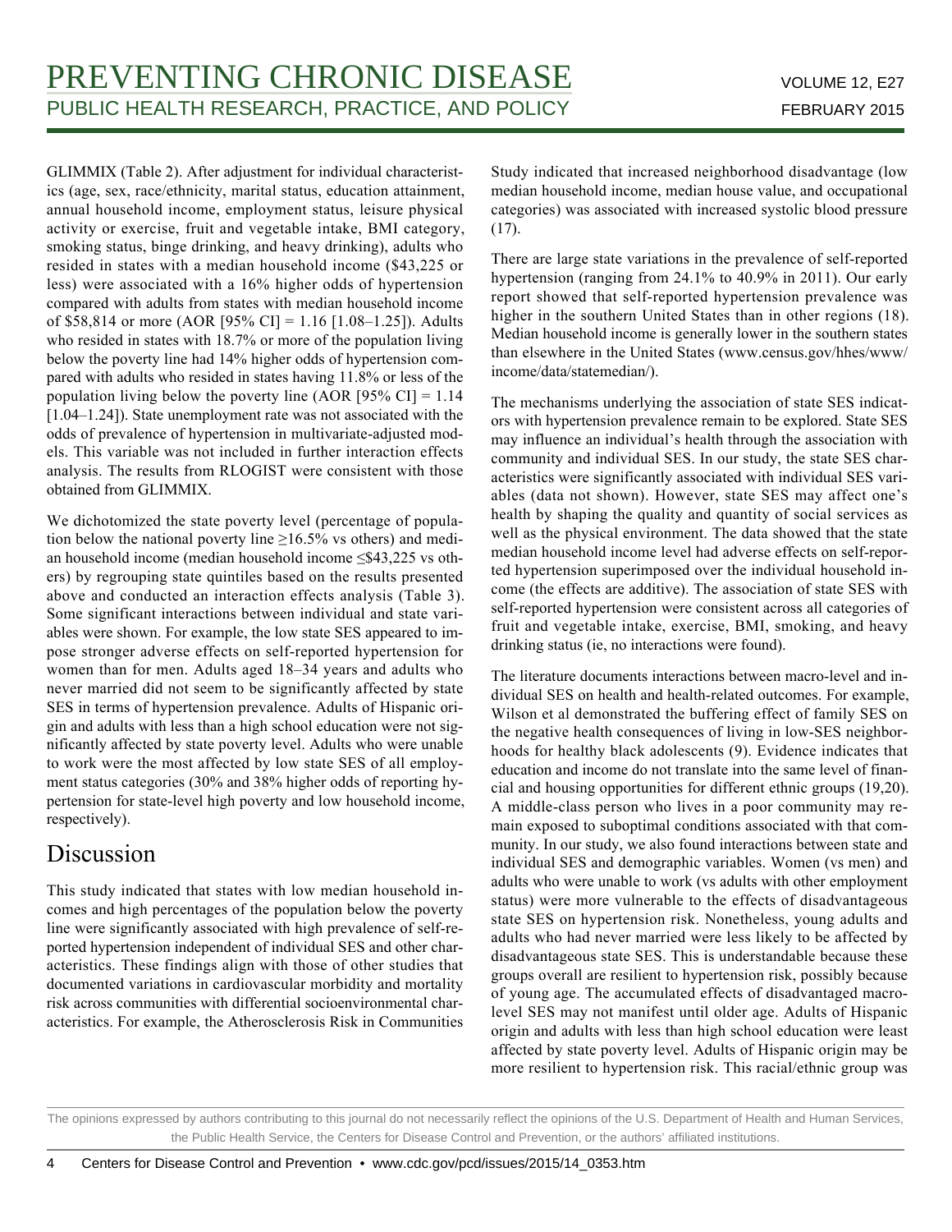GLIMMIX (Table 2). After adjustment for individual characteristics (age, sex, race/ethnicity, marital status, education attainment, annual household income, employment status, leisure physical activity or exercise, fruit and vegetable intake, BMI category, smoking status, binge drinking, and heavy drinking), adults who resided in states with a median household income ($43,225 or less) were associated with a 16% higher odds of hypertension compared with adults from states with median household income of $58,814 or more (AOR [95% CI] = 1.16 [1.08–1.25]). Adults who resided in states with 18.7% or more of the population living below the poverty line had 14% higher odds of hypertension compared with adults who resided in states having 11.8% or less of the population living below the poverty line (AOR [95% CI] = 1.14 [1.04–1.24]). State unemployment rate was not associated with the odds of prevalence of hypertension in multivariate-adjusted models. This variable was not included in further interaction effects analysis. The results from RLOGIST were consistent with those obtained from GLIMMIX.

We dichotomized the state poverty level (percentage of population below the national poverty line ≥16.5% vs others) and median household income (median household income ≤$43,225 vs others) by regrouping state quintiles based on the results presented above and conducted an interaction effects analysis (Table 3). Some significant interactions between individual and state variables were shown. For example, the low state SES appeared to impose stronger adverse effects on self-reported hypertension for women than for men. Adults aged 18–34 years and adults who never married did not seem to be significantly affected by state SES in terms of hypertension prevalence. Adults of Hispanic origin and adults with less than a high school education were not significantly affected by state poverty level. Adults who were unable to work were the most affected by low state SES of all employment status categories (30% and 38% higher odds of reporting hypertension for state-level high poverty and low household income, respectively).

## Discussion

This study indicated that states with low median household incomes and high percentages of the population below the poverty line were significantly associated with high prevalence of self-reported hypertension independent of individual SES and other characteristics. These findings align with those of other studies that documented variations in cardiovascular morbidity and mortality risk across communities with differential socioenvironmental characteristics. For example, the Atherosclerosis Risk in Communities Study indicated that increased neighborhood disadvantage (low median household income, median house value, and occupational categories) was associated with increased systolic blood pressure (17).

There are large state variations in the prevalence of self-reported hypertension (ranging from 24.1% to 40.9% in 2011). Our early report showed that self-reported hypertension prevalence was higher in the southern United States than in other regions (18). Median household income is generally lower in the southern states than elsewhere in the United States (www.census.gov/hhes/www/income/data/statemedian/).

The mechanisms underlying the association of state SES indicators with hypertension prevalence remain to be explored. State SES may influence an individual's health through the association with community and individual SES. In our study, the state SES characteristics were significantly associated with individual SES variables (data not shown). However, state SES may affect one's health by shaping the quality and quantity of social services as well as the physical environment. The data showed that the state median household income level had adverse effects on self-reported hypertension superimposed over the individual household income (the effects are additive). The association of state SES with self-reported hypertension were consistent across all categories of fruit and vegetable intake, exercise, BMI, smoking, and heavy drinking status (ie, no interactions were found).

The literature documents interactions between macro-level and individual SES on health and health-related outcomes. For example, Wilson et al demonstrated the buffering effect of family SES on the negative health consequences of living in low-SES neighborhoods for healthy black adolescents (9). Evidence indicates that education and income do not translate into the same level of financial and housing opportunities for different ethnic groups (19,20). A middle-class person who lives in a poor community may remain exposed to suboptimal conditions associated with that community. In our study, we also found interactions between state and individual SES and demographic variables. Women (vs men) and adults who were unable to work (vs adults with other employment status) were more vulnerable to the effects of disadvantageous state SES on hypertension risk. Nonetheless, young adults and adults who had never married were less likely to be affected by disadvantageous state SES. This is understandable because these groups overall are resilient to hypertension risk, possibly because of young age. The accumulated effects of disadvantaged macro-level SES may not manifest until older age. Adults of Hispanic origin and adults with less than high school education were least affected by state poverty level. Adults of Hispanic origin may be more resilient to hypertension risk. This racial/ethnic group was

The opinions expressed by authors contributing to this journal do not necessarily reflect the opinions of the U.S. Department of Health and Human Services, the Public Health Service, the Centers for Disease Control and Prevention, or the authors' affiliated institutions.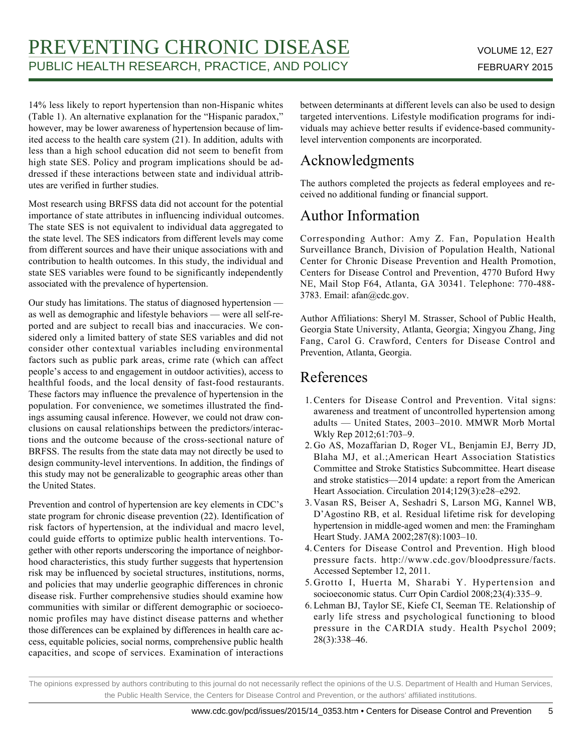14% less likely to report hypertension than non-Hispanic whites (Table 1). An alternative explanation for the "Hispanic paradox," however, may be lower awareness of hypertension because of limited access to the health care system (21). In addition, adults with less than a high school education did not seem to benefit from high state SES. Policy and program implications should be addressed if these interactions between state and individual attributes are verified in further studies.

Most research using BRFSS data did not account for the potential importance of state attributes in influencing individual outcomes. The state SES is not equivalent to individual data aggregated to the state level. The SES indicators from different levels may come from different sources and have their unique associations with and contribution to health outcomes. In this study, the individual and state SES variables were found to be significantly independently associated with the prevalence of hypertension.

Our study has limitations. The status of diagnosed hypertension — as well as demographic and lifestyle behaviors — were all self-reported and are subject to recall bias and inaccuracies. We considered only a limited battery of state SES variables and did not consider other contextual variables including environmental factors such as public park areas, crime rate (which can affect people's access to and engagement in outdoor activities), access to healthful foods, and the local density of fast-food restaurants. These factors may influence the prevalence of hypertension in the population. For convenience, we sometimes illustrated the findings assuming causal inference. However, we could not draw conclusions on causal relationships between the predictors/interactions and the outcome because of the cross-sectional nature of BRFSS. The results from the state data may not directly be used to design community-level interventions. In addition, the findings of this study may not be generalizable to geographic areas other than the United States.

Prevention and control of hypertension are key elements in CDC's state program for chronic disease prevention (22). Identification of risk factors of hypertension, at the individual and macro level, could guide efforts to optimize public health interventions. Together with other reports underscoring the importance of neighborhood characteristics, this study further suggests that hypertension risk may be influenced by societal structures, institutions, norms, and policies that may underlie geographic differences in chronic disease risk. Further comprehensive studies should examine how communities with similar or different demographic or socioeconomic profiles may have distinct disease patterns and whether those differences can be explained by differences in health care access, equitable policies, social norms, comprehensive public health capacities, and scope of services. Examination of interactions between determinants at different levels can also be used to design targeted interventions. Lifestyle modification programs for individuals may achieve better results if evidence-based community-level intervention components are incorporated.

## Acknowledgments

The authors completed the projects as federal employees and received no additional funding or financial support.

## Author Information

Corresponding Author: Amy Z. Fan, Population Health Surveillance Branch, Division of Population Health, National Center for Chronic Disease Prevention and Health Promotion, Centers for Disease Control and Prevention, 4770 Buford Hwy NE, Mail Stop F64, Atlanta, GA 30341. Telephone: 770-488-3783. Email: afan@cdc.gov.

Author Affiliations: Sheryl M. Strasser, School of Public Health, Georgia State University, Atlanta, Georgia; Xingyou Zhang, Jing Fang, Carol G. Crawford, Centers for Disease Control and Prevention, Atlanta, Georgia.

## References

1. Centers for Disease Control and Prevention. Vital signs: awareness and treatment of uncontrolled hypertension among adults — United States, 2003–2010. MMWR Morb Mortal Wkly Rep 2012;61:703–9.
2. Go AS, Mozaffarian D, Roger VL, Benjamin EJ, Berry JD, Blaha MJ, et al.;American Heart Association Statistics Committee and Stroke Statistics Subcommittee. Heart disease and stroke statistics—2014 update: a report from the American Heart Association. Circulation 2014;129(3):e28–e292.
3. Vasan RS, Beiser A, Seshadri S, Larson MG, Kannel WB, D'Agostino RB, et al. Residual lifetime risk for developing hypertension in middle-aged women and men: the Framingham Heart Study. JAMA 2002;287(8):1003–10.
4. Centers for Disease Control and Prevention. High blood pressure facts. http://www.cdc.gov/bloodpressure/facts. Accessed September 12, 2011.
5. Grotto I, Huerta M, Sharabi Y. Hypertension and socioeconomic status. Curr Opin Cardiol 2008;23(4):335–9.
6. Lehman BJ, Taylor SE, Kiefe CI, Seeman TE. Relationship of early life stress and psychological functioning to blood pressure in the CARDIA study. Health Psychol 2009; 28(3):338–46.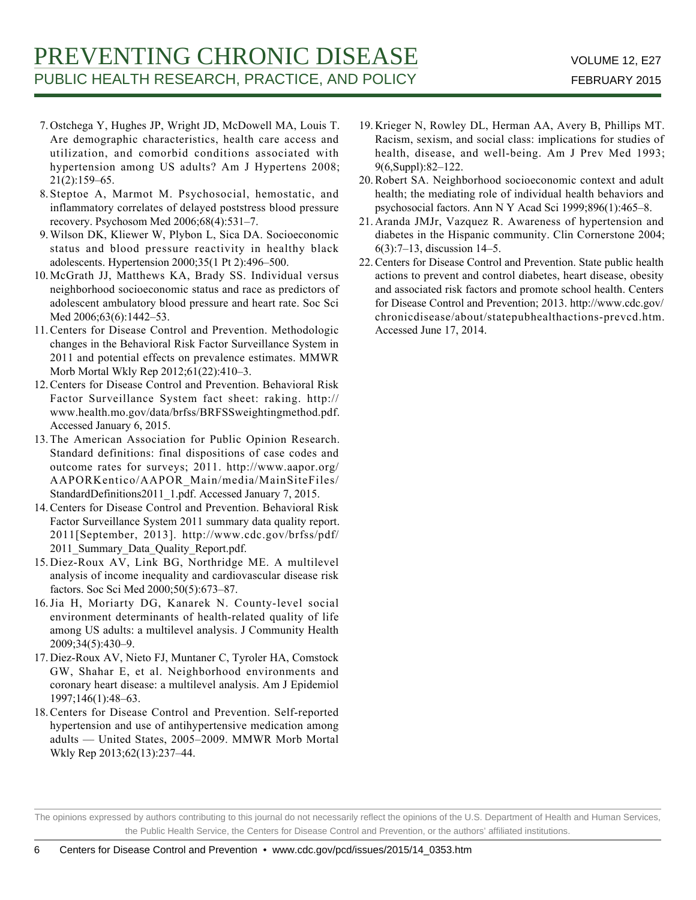7. Ostchega Y, Hughes JP, Wright JD, McDowell MA, Louis T. Are demographic characteristics, health care access and utilization, and comorbid conditions associated with hypertension among US adults? Am J Hypertens 2008; 21(2):159–65.
8. Steptoe A, Marmot M. Psychosocial, hemostatic, and inflammatory correlates of delayed poststress blood pressure recovery. Psychosom Med 2006;68(4):531–7.
9. Wilson DK, Kliewer W, Plybon L, Sica DA. Socioeconomic status and blood pressure reactivity in healthy black adolescents. Hypertension 2000;35(1 Pt 2):496–500.
10. McGrath JJ, Matthews KA, Brady SS. Individual versus neighborhood socioeconomic status and race as predictors of adolescent ambulatory blood pressure and heart rate. Soc Sci Med 2006;63(6):1442–53.
11. Centers for Disease Control and Prevention. Methodologic changes in the Behavioral Risk Factor Surveillance System in 2011 and potential effects on prevalence estimates. MMWR Morb Mortal Wkly Rep 2012;61(22):410–3.
12. Centers for Disease Control and Prevention. Behavioral Risk Factor Surveillance System fact sheet: raking. http://www.health.mo.gov/data/brfss/BRFSSweightingmethod.pdf. Accessed January 6, 2015.
13. The American Association for Public Opinion Research. Standard definitions: final dispositions of case codes and outcome rates for surveys; 2011. http://www.aapor.org/AAPORKentico/AAPOR_Main/media/MainSiteFiles/StandardDefinitions2011_1.pdf. Accessed January 7, 2015.
14. Centers for Disease Control and Prevention. Behavioral Risk Factor Surveillance System 2011 summary data quality report. 2011[September, 2013]. http://www.cdc.gov/brfss/pdf/2011_Summary_Data_Quality_Report.pdf.
15. Diez-Roux AV, Link BG, Northridge ME. A multilevel analysis of income inequality and cardiovascular disease risk factors. Soc Sci Med 2000;50(5):673–87.
16. Jia H, Moriarty DG, Kanarek N. County-level social environment determinants of health-related quality of life among US adults: a multilevel analysis. J Community Health 2009;34(5):430–9.
17. Diez-Roux AV, Nieto FJ, Muntaner C, Tyroler HA, Comstock GW, Shahar E, et al. Neighborhood environments and coronary heart disease: a multilevel analysis. Am J Epidemiol 1997;146(1):48–63.
18. Centers for Disease Control and Prevention. Self-reported hypertension and use of antihypertensive medication among adults — United States, 2005–2009. MMWR Morb Mortal Wkly Rep 2013;62(13):237–44.
19. Krieger N, Rowley DL, Herman AA, Avery B, Phillips MT. Racism, sexism, and social class: implications for studies of health, disease, and well-being. Am J Prev Med 1993; 9(6,Suppl):82–122.
20. Robert SA. Neighborhood socioeconomic context and adult health; the mediating role of individual health behaviors and psychosocial factors. Ann N Y Acad Sci 1999;896(1):465–8.
21. Aranda JMJr, Vazquez R. Awareness of hypertension and diabetes in the Hispanic community. Clin Cornerstone 2004; 6(3):7–13, discussion 14–5.
22. Centers for Disease Control and Prevention. State public health actions to prevent and control diabetes, heart disease, obesity and associated risk factors and promote school health. Centers for Disease Control and Prevention; 2013. http://www.cdc.gov/chronicdisease/about/statepubhealthactions-prevcd.htm. Accessed June 17, 2014.

The opinions expressed by authors contributing to this journal do not necessarily reflect the opinions of the U.S. Department of Health and Human Services, the Public Health Service, the Centers for Disease Control and Prevention, or the authors' affiliated institutions.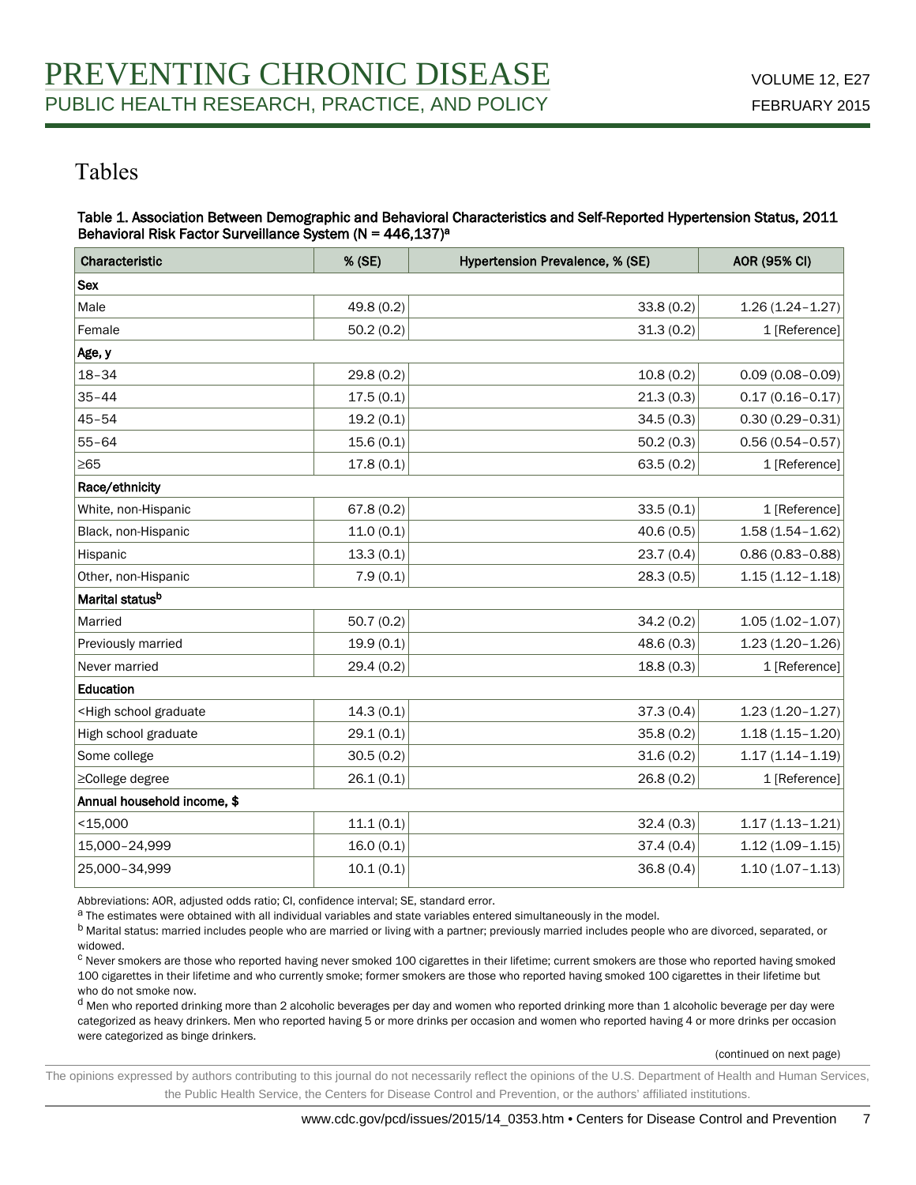## Tables

**Table 1. Association Between Demographic and Behavioral Characteristics and Self-Reported Hypertension Status, 2011 Behavioral Risk Factor Surveillance System (N = 446,137)[a]**

| Characteristic | % (SE) | Hypertension Prevalence, % (SE) | AOR (95% CI) |
|---|---|---|---|
| **Sex** | | | |
| Male | 49.8 (0.2) | 33.8 (0.2) | 1.26 (1.24–1.27) |
| Female | 50.2 (0.2) | 31.3 (0.2) | 1 [Reference] |
| **Age, y** | | | |
| 18–34 | 29.8 (0.2) | 10.8 (0.2) | 0.09 (0.08–0.09) |
| 35–44 | 17.5 (0.1) | 21.3 (0.3) | 0.17 (0.16–0.17) |
| 45–54 | 19.2 (0.1) | 34.5 (0.3) | 0.30 (0.29–0.31) |
| 55–64 | 15.6 (0.1) | 50.2 (0.3) | 0.56 (0.54–0.57) |
| ≥65 | 17.8 (0.1) | 63.5 (0.2) | 1 [Reference] |
| **Race/ethnicity** | | | |
| White, non-Hispanic | 67.8 (0.2) | 33.5 (0.1) | 1 [Reference] |
| Black, non-Hispanic | 11.0 (0.1) | 40.6 (0.5) | 1.58 (1.54–1.62) |
| Hispanic | 13.3 (0.1) | 23.7 (0.4) | 0.86 (0.83–0.88) |
| Other, non-Hispanic | 7.9 (0.1) | 28.3 (0.5) | 1.15 (1.12–1.18) |
| **Marital status[b]** | | | |
| Married | 50.7 (0.2) | 34.2 (0.2) | 1.05 (1.02–1.07) |
| Previously married | 19.9 (0.1) | 48.6 (0.3) | 1.23 (1.20–1.26) |
| Never married | 29.4 (0.2) | 18.8 (0.3) | 1 [Reference] |
| **Education** | | | |
| <High school graduate | 14.3 (0.1) | 37.3 (0.4) | 1.23 (1.20–1.27) |
| High school graduate | 29.1 (0.1) | 35.8 (0.2) | 1.18 (1.15–1.20) |
| Some college | 30.5 (0.2) | 31.6 (0.2) | 1.17 (1.14–1.19) |
| ≥College degree | 26.1 (0.1) | 26.8 (0.2) | 1 [Reference] |
| **Annual household income, $** | | | |
| <15,000 | 11.1 (0.1) | 32.4 (0.3) | 1.17 (1.13–1.21) |
| 15,000–24,999 | 16.0 (0.1) | 37.4 (0.4) | 1.12 (1.09–1.15) |
| 25,000–34,999 | 10.1 (0.1) | 36.8 (0.4) | 1.10 (1.07–1.13) |

Abbreviations: AOR, adjusted odds ratio; CI, confidence interval; SE, standard error.

[a] The estimates were obtained with all individual variables and state variables entered simultaneously in the model.

[b] Marital status: married includes people who are married or living with a partner; previously married includes people who are divorced, separated, or widowed.

[c] Never smokers are those who reported having never smoked 100 cigarettes in their lifetime; current smokers are those who reported having smoked 100 cigarettes in their lifetime and who currently smoke; former smokers are those who reported having smoked 100 cigarettes in their lifetime but who do not smoke now.

[d] Men who reported drinking more than 2 alcoholic beverages per day and women who reported drinking more than 1 alcoholic beverage per day were categorized as heavy drinkers. Men who reported having 5 or more drinks per occasion and women who reported having 4 or more drinks per occasion were categorized as binge drinkers.

(continued on next page)

The opinions expressed by authors contributing to this journal do not necessarily reflect the opinions of the U.S. Department of Health and Human Services, the Public Health Service, the Centers for Disease Control and Prevention, or the authors' affiliated institutions.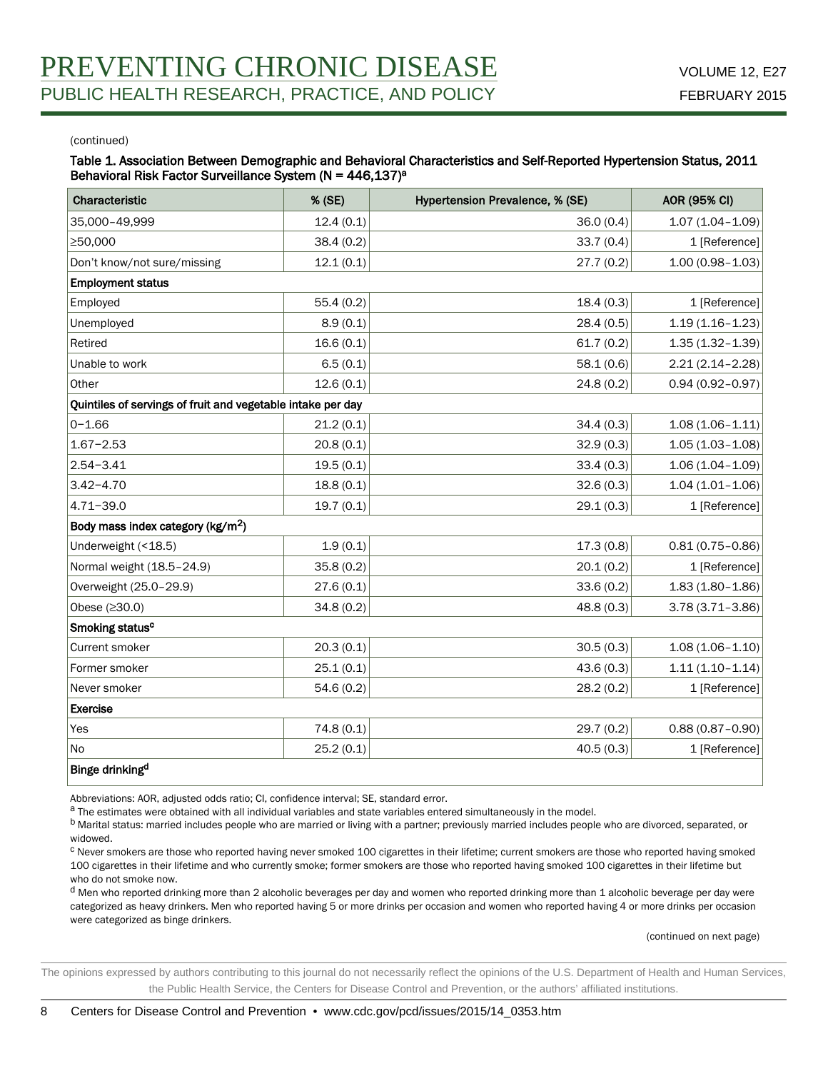(continued)

Table 1. Association Between Demographic and Behavioral Characteristics and Self-Reported Hypertension Status, 2011 Behavioral Risk Factor Surveillance System (N = 446,137)[a]

| Characteristic | % (SE) | Hypertension Prevalence, % (SE) | AOR (95% CI) |
|---|---|---|---|
| 35,000–49,999 | 12.4 (0.1) | 36.0 (0.4) | 1.07 (1.04–1.09) |
| ≥50,000 | 38.4 (0.2) | 33.7 (0.4) | 1 [Reference] |
| Don't know/not sure/missing | 12.1 (0.1) | 27.7 (0.2) | 1.00 (0.98–1.03) |
| **Employment status** | | | |
| Employed | 55.4 (0.2) | 18.4 (0.3) | 1 [Reference] |
| Unemployed | 8.9 (0.1) | 28.4 (0.5) | 1.19 (1.16–1.23) |
| Retired | 16.6 (0.1) | 61.7 (0.2) | 1.35 (1.32–1.39) |
| Unable to work | 6.5 (0.1) | 58.1 (0.6) | 2.21 (2.14–2.28) |
| Other | 12.6 (0.1) | 24.8 (0.2) | 0.94 (0.92–0.97) |
| **Quintiles of servings of fruit and vegetable intake per day** | | | |
| 0–1.66 | 21.2 (0.1) | 34.4 (0.3) | 1.08 (1.06–1.11) |
| 1.67–2.53 | 20.8 (0.1) | 32.9 (0.3) | 1.05 (1.03–1.08) |
| 2.54–3.41 | 19.5 (0.1) | 33.4 (0.3) | 1.06 (1.04–1.09) |
| 3.42–4.70 | 18.8 (0.1) | 32.6 (0.3) | 1.04 (1.01–1.06) |
| 4.71–39.0 | 19.7 (0.1) | 29.1 (0.3) | 1 [Reference] |
| **Body mass index category (kg/m$^2$)** | | | |
| Underweight (<18.5) | 1.9 (0.1) | 17.3 (0.8) | 0.81 (0.75–0.86) |
| Normal weight (18.5–24.9) | 35.8 (0.2) | 20.1 (0.2) | 1 [Reference] |
| Overweight (25.0–29.9) | 27.6 (0.1) | 33.6 (0.2) | 1.83 (1.80–1.86) |
| Obese (≥30.0) | 34.8 (0.2) | 48.8 (0.3) | 3.78 (3.71–3.86) |
| **Smoking status[c]** | | | |
| Current smoker | 20.3 (0.1) | 30.5 (0.3) | 1.08 (1.06–1.10) |
| Former smoker | 25.1 (0.1) | 43.6 (0.3) | 1.11 (1.10–1.14) |
| Never smoker | 54.6 (0.2) | 28.2 (0.2) | 1 [Reference] |
| **Exercise** | | | |
| Yes | 74.8 (0.1) | 29.7 (0.2) | 0.88 (0.87–0.90) |
| No | 25.2 (0.1) | 40.5 (0.3) | 1 [Reference] |
| **Binge drinking[d]** | | | |

Abbreviations: AOR, adjusted odds ratio; CI, confidence interval; SE, standard error.

[a] The estimates were obtained with all individual variables and state variables entered simultaneously in the model.

[b] Marital status: married includes people who are married or living with a partner; previously married includes people who are divorced, separated, or widowed.

[c] Never smokers are those who reported having never smoked 100 cigarettes in their lifetime; current smokers are those who reported having smoked 100 cigarettes in their lifetime and who currently smoke; former smokers are those who reported having smoked 100 cigarettes in their lifetime but who do not smoke now.

[d] Men who reported drinking more than 2 alcoholic beverages per day and women who reported drinking more than 1 alcoholic beverage per day were categorized as heavy drinkers. Men who reported having 5 or more drinks per occasion and women who reported having 4 or more drinks per occasion were categorized as binge drinkers.

(continued on next page)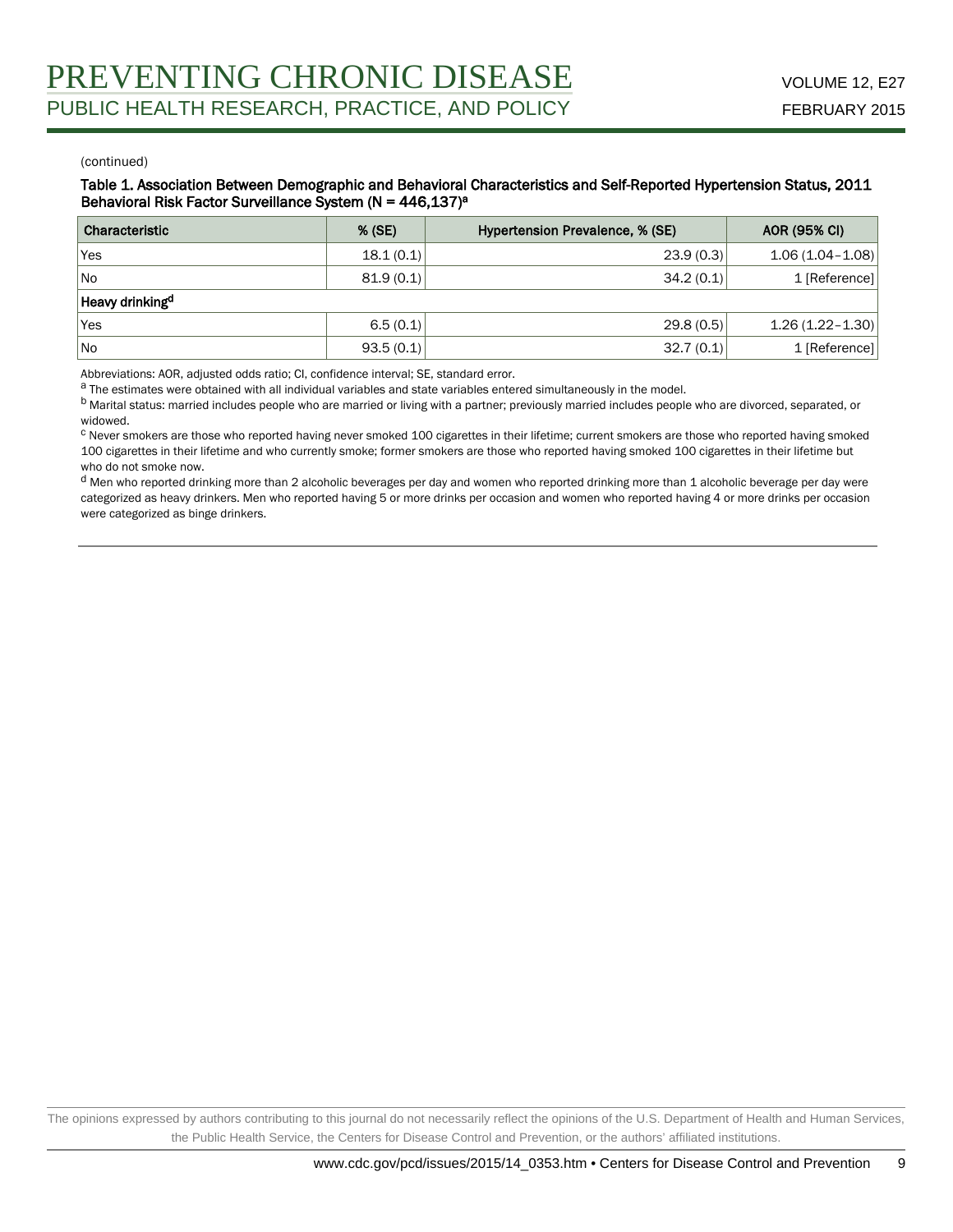(continued)

**Table 1. Association Between Demographic and Behavioral Characteristics and Self-Reported Hypertension Status, 2011 Behavioral Risk Factor Surveillance System (N = 446,137)[a]**

| Characteristic | % (SE) | Hypertension Prevalence, % (SE) | AOR (95% CI) |
| --- | --- | --- | --- |
| Yes | 18.1 (0.1) | 23.9 (0.3) | 1.06 (1.04–1.08) |
| No | 81.9 (0.1) | 34.2 (0.1) | 1 [Reference] |
| **Heavy drinking[d]** | | | |
| Yes | 6.5 (0.1) | 29.8 (0.5) | 1.26 (1.22–1.30) |
| No | 93.5 (0.1) | 32.7 (0.1) | 1 [Reference] |

Abbreviations: AOR, adjusted odds ratio; CI, confidence interval; SE, standard error.

[a] The estimates were obtained with all individual variables and state variables entered simultaneously in the model.

[b] Marital status: married includes people who are married or living with a partner; previously married includes people who are divorced, separated, or widowed.

[c] Never smokers are those who reported having never smoked 100 cigarettes in their lifetime; current smokers are those who reported having smoked 100 cigarettes in their lifetime and who currently smoke; former smokers are those who reported having smoked 100 cigarettes in their lifetime but who do not smoke now.

[d] Men who reported drinking more than 2 alcoholic beverages per day and women who reported drinking more than 1 alcoholic beverage per day were categorized as heavy drinkers. Men who reported having 5 or more drinks per occasion and women who reported having 4 or more drinks per occasion were categorized as binge drinkers.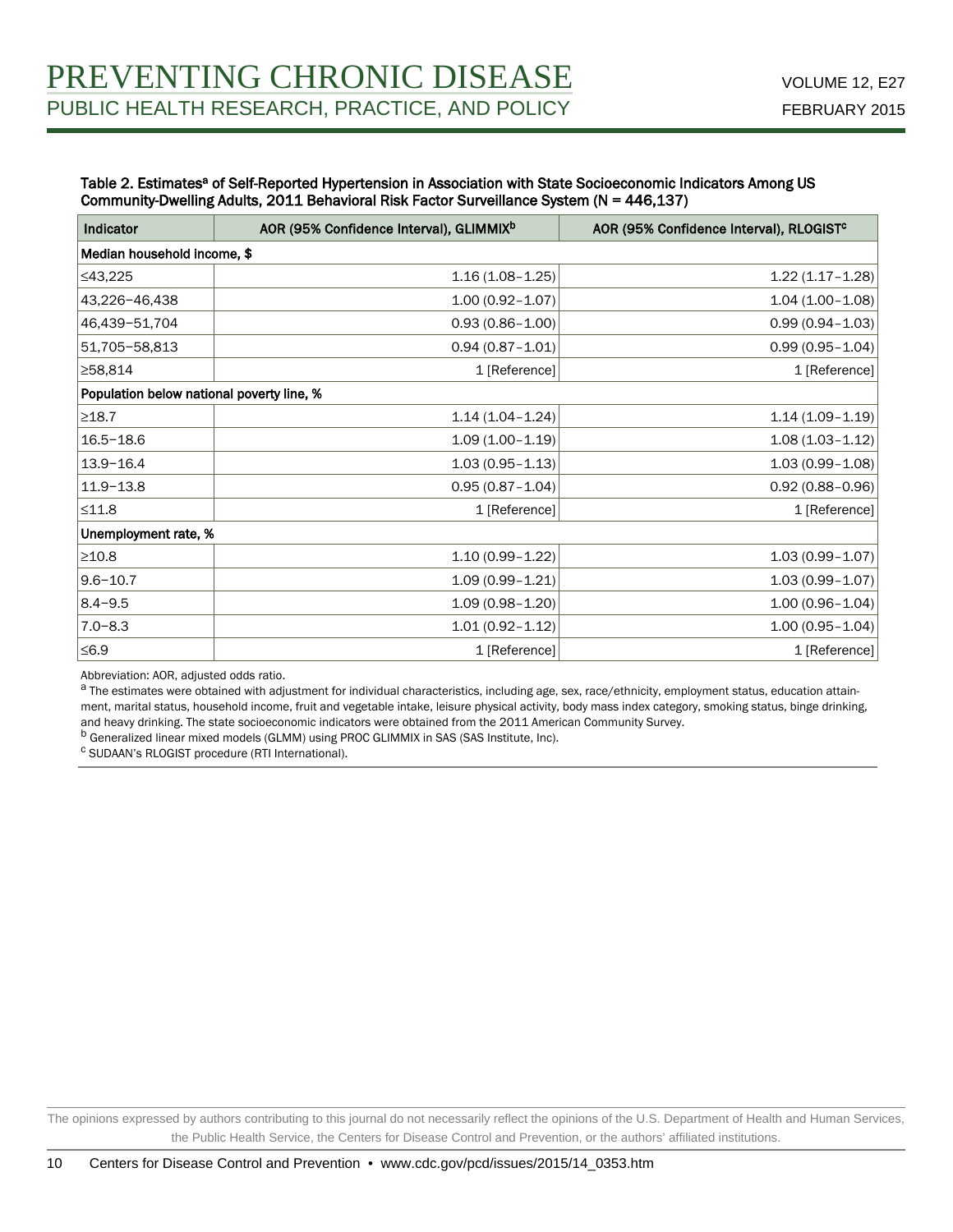**Table 2. Estimates[a] of Self-Reported Hypertension in Association with State Socioeconomic Indicators Among US Community-Dwelling Adults, 2011 Behavioral Risk Factor Surveillance System (N = 446,137)**

| Indicator | AOR (95% Confidence Interval), GLIMMIX[b] | AOR (95% Confidence Interval), RLOGIST[c] |
|---|---|---|
| **Median household income, $** | | |
| ≤43,225 | 1.16 (1.08–1.25) | 1.22 (1.17–1.28) |
| 43,226–46,438 | 1.00 (0.92–1.07) | 1.04 (1.00–1.08) |
| 46,439–51,704 | 0.93 (0.86–1.00) | 0.99 (0.94–1.03) |
| 51,705–58,813 | 0.94 (0.87–1.01) | 0.99 (0.95–1.04) |
| ≥58,814 | 1 [Reference] | 1 [Reference] |
| **Population below national poverty line, %** | | |
| ≥18.7 | 1.14 (1.04–1.24) | 1.14 (1.09–1.19) |
| 16.5–18.6 | 1.09 (1.00–1.19) | 1.08 (1.03–1.12) |
| 13.9–16.4 | 1.03 (0.95–1.13) | 1.03 (0.99–1.08) |
| 11.9–13.8 | 0.95 (0.87–1.04) | 0.92 (0.88–0.96) |
| ≤11.8 | 1 [Reference] | 1 [Reference] |
| **Unemployment rate, %** | | |
| ≥10.8 | 1.10 (0.99–1.22) | 1.03 (0.99–1.07) |
| 9.6–10.7 | 1.09 (0.99–1.21) | 1.03 (0.99–1.07) |
| 8.4–9.5 | 1.09 (0.98–1.20) | 1.00 (0.96–1.04) |
| 7.0–8.3 | 1.01 (0.92–1.12) | 1.00 (0.95–1.04) |
| ≤6.9 | 1 [Reference] | 1 [Reference] |

Abbreviation: AOR, adjusted odds ratio.

[a] The estimates were obtained with adjustment for individual characteristics, including age, sex, race/ethnicity, employment status, education attainment, marital status, household income, fruit and vegetable intake, leisure physical activity, body mass index category, smoking status, binge drinking, and heavy drinking. The state socioeconomic indicators were obtained from the 2011 American Community Survey.

[b] Generalized linear mixed models (GLMM) using PROC GLIMMIX in SAS (SAS Institute, Inc).

[c] SUDAAN's RLOGIST procedure (RTI International).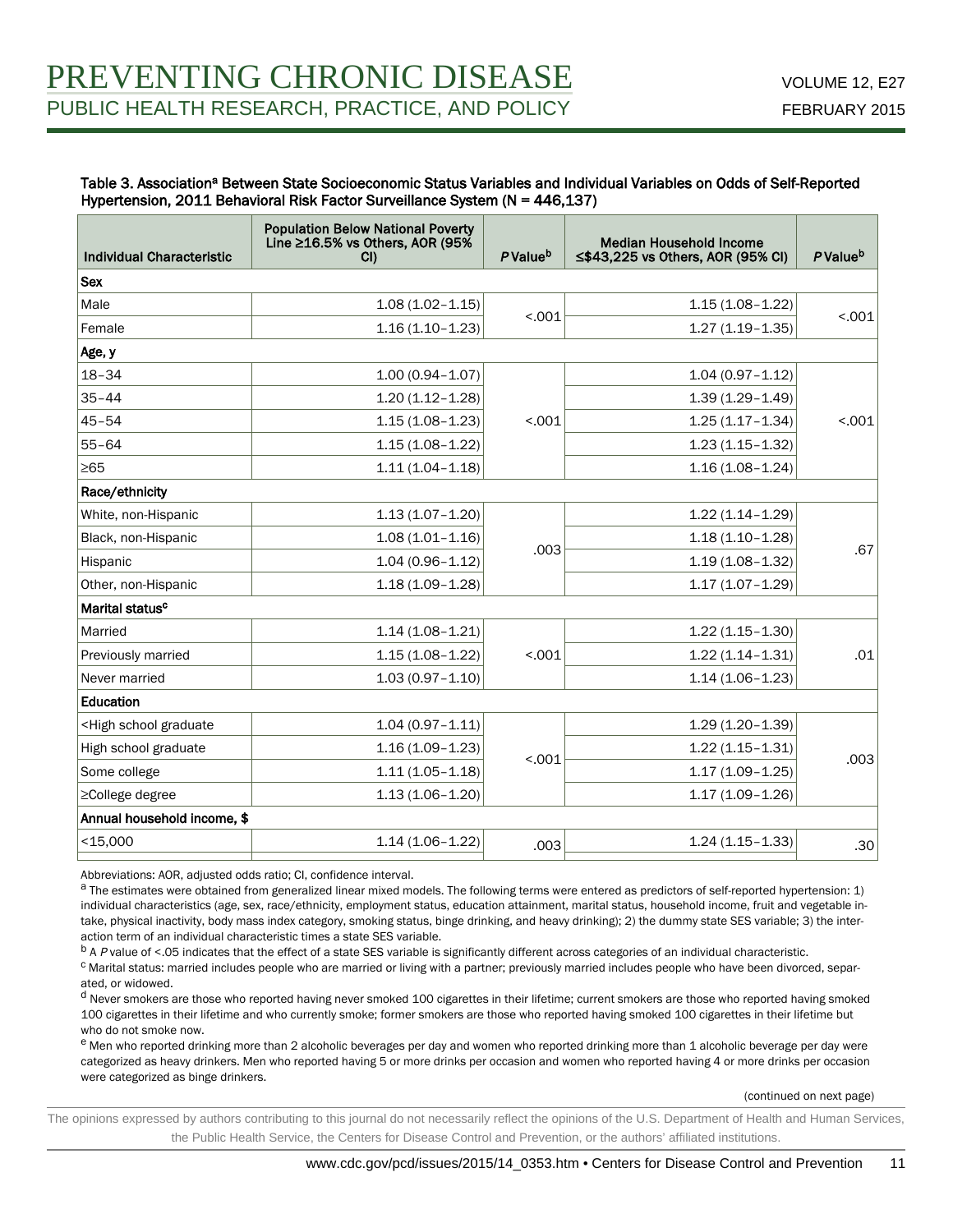Table 3. Association[a] Between State Socioeconomic Status Variables and Individual Variables on Odds of Self-Reported Hypertension, 2011 Behavioral Risk Factor Surveillance System (N = 446,137)

| Individual Characteristic | Population Below National Poverty Line ≥16.5% vs Others, AOR (95% CI) | *P* Value[b] | Median Household Income ≤$43,225 vs Others, AOR (95% CI) | *P* Value[b] |
|---|---|---|---|---|
| **Sex** | | | | |
| Male | 1.08 (1.02–1.15) | <.001 | 1.15 (1.08–1.22) | <.001 |
| Female | 1.16 (1.10–1.23) | | 1.27 (1.19–1.35) | |
| **Age, y** | | | | |
| 18–34 | 1.00 (0.94–1.07) | <.001 | 1.04 (0.97–1.12) | <.001 |
| 35–44 | 1.20 (1.12–1.28) | | 1.39 (1.29–1.49) | |
| 45–54 | 1.15 (1.08–1.23) | | 1.25 (1.17–1.34) | |
| 55–64 | 1.15 (1.08–1.22) | | 1.23 (1.15–1.32) | |
| ≥65 | 1.11 (1.04–1.18) | | 1.16 (1.08–1.24) | |
| **Race/ethnicity** | | | | |
| White, non-Hispanic | 1.13 (1.07–1.20) | .003 | 1.22 (1.14–1.29) | .67 |
| Black, non-Hispanic | 1.08 (1.01–1.16) | | 1.18 (1.10–1.28) | |
| Hispanic | 1.04 (0.96–1.12) | | 1.19 (1.08–1.32) | |
| Other, non-Hispanic | 1.18 (1.09–1.28) | | 1.17 (1.07–1.29) | |
| **Marital status[c]** | | | | |
| Married | 1.14 (1.08–1.21) | <.001 | 1.22 (1.15–1.30) | .01 |
| Previously married | 1.15 (1.08–1.22) | | 1.22 (1.14–1.31) | |
| Never married | 1.03 (0.97–1.10) | | 1.14 (1.06–1.23) | |
| **Education** | | | | |
| <High school graduate | 1.04 (0.97–1.11) | <.001 | 1.29 (1.20–1.39) | .003 |
| High school graduate | 1.16 (1.09–1.23) | | 1.22 (1.15–1.31) | |
| Some college | 1.11 (1.05–1.18) | | 1.17 (1.09–1.25) | |
| ≥College degree | 1.13 (1.06–1.20) | | 1.17 (1.09–1.26) | |
| **Annual household income, $** | | | | |
| <15,000 | 1.14 (1.06–1.22) | .003 | 1.24 (1.15–1.33) | .30 |

Abbreviations: AOR, adjusted odds ratio; CI, confidence interval.

[a] The estimates were obtained from generalized linear mixed models. The following terms were entered as predictors of self-reported hypertension: 1) individual characteristics (age, sex, race/ethnicity, employment status, education attainment, marital status, household income, fruit and vegetable intake, physical inactivity, body mass index category, smoking status, binge drinking, and heavy drinking); 2) the dummy state SES variable; 3) the interaction term of an individual characteristic times a state SES variable.

[b] A *P* value of <.05 indicates that the effect of a state SES variable is significantly different across categories of an individual characteristic.

[c] Marital status: married includes people who are married or living with a partner; previously married includes people who have been divorced, separated, or widowed.

[d] Never smokers are those who reported having never smoked 100 cigarettes in their lifetime; current smokers are those who reported having smoked 100 cigarettes in their lifetime and who currently smoke; former smokers are those who reported having smoked 100 cigarettes in their lifetime but who do not smoke now.

[e] Men who reported drinking more than 2 alcoholic beverages per day and women who reported drinking more than 1 alcoholic beverage per day were categorized as heavy drinkers. Men who reported having 5 or more drinks per occasion and women who reported having 4 or more drinks per occasion were categorized as binge drinkers.

(continued on next page)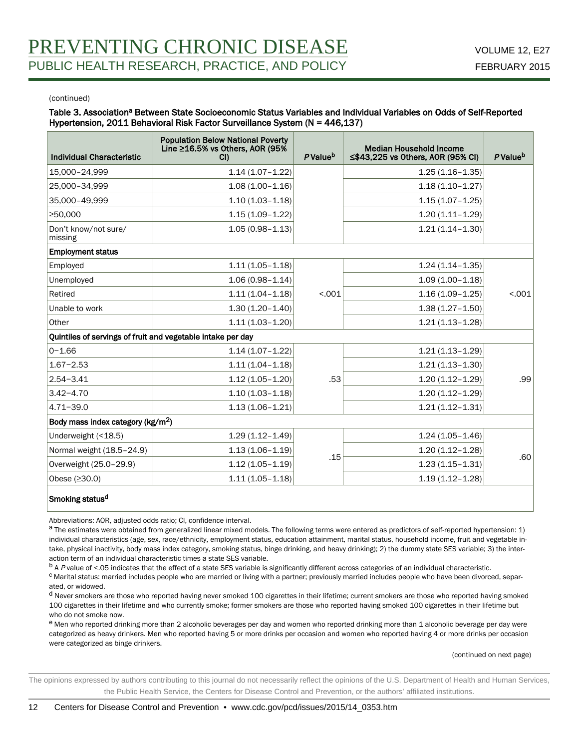(continued)

Table 3. Association[a] Between State Socioeconomic Status Variables and Individual Variables on Odds of Self-Reported Hypertension, 2011 Behavioral Risk Factor Surveillance System (N = 446,137)

| Individual Characteristic | Population Below National Poverty Line ≥16.5% vs Others, AOR (95% CI) | *P* Value[b] | Median Household Income ≤$43,225 vs Others, AOR (95% CI) | *P* Value[b] |
|---|---|---|---|---|
| 15,000–24,999 | 1.14 (1.07–1.22) | | 1.25 (1.16–1.35) | |
| 25,000–34,999 | 1.08 (1.00–1.16) | | 1.18 (1.10–1.27) | |
| 35,000–49,999 | 1.10 (1.03–1.18) | | 1.15 (1.07–1.25) | |
| ≥50,000 | 1.15 (1.09–1.22) | | 1.20 (1.11–1.29) | |
| Don't know/not sure/ missing | 1.05 (0.98–1.13) | | 1.21 (1.14–1.30) | |
| **Employment status** | | | | |
| Employed | 1.11 (1.05–1.18) | <.001 | 1.24 (1.14–1.35) | <.001 |
| Unemployed | 1.06 (0.98–1.14) | | 1.09 (1.00–1.18) | |
| Retired | 1.11 (1.04–1.18) | | 1.16 (1.09–1.25) | |
| Unable to work | 1.30 (1.20–1.40) | | 1.38 (1.27–1.50) | |
| Other | 1.11 (1.03–1.20) | | 1.21 (1.13–1.28) | |
| **Quintiles of servings of fruit and vegetable intake per day** | | | | |
| 0–1.66 | 1.14 (1.07–1.22) | .53 | 1.21 (1.13–1.29) | .99 |
| 1.67–2.53 | 1.11 (1.04–1.18) | | 1.21 (1.13–1.30) | |
| 2.54–3.41 | 1.12 (1.05–1.20) | | 1.20 (1.12–1.29) | |
| 3.42–4.70 | 1.10 (1.03–1.18) | | 1.20 (1.12–1.29) | |
| 4.71–39.0 | 1.13 (1.06–1.21) | | 1.21 (1.12–1.31) | |
| **Body mass index category (kg/m$^2$)** | | | | |
| Underweight (<18.5) | 1.29 (1.12–1.49) | .15 | 1.24 (1.05–1.46) | .60 |
| Normal weight (18.5–24.9) | 1.13 (1.06–1.19) | | 1.20 (1.12–1.28) | |
| Overweight (25.0–29.9) | 1.12 (1.05–1.19) | | 1.23 (1.15–1.31) | |
| Obese (≥30.0) | 1.11 (1.05–1.18) | | 1.19 (1.12–1.28) | |
| **Smoking status[d]** | | | | |

Abbreviations: AOR, adjusted odds ratio; CI, confidence interval.

[a] The estimates were obtained from generalized linear mixed models. The following terms were entered as predictors of self-reported hypertension: 1) individual characteristics (age, sex, race/ethnicity, employment status, education attainment, marital status, household income, fruit and vegetable intake, physical inactivity, body mass index category, smoking status, binge drinking, and heavy drinking); 2) the dummy state SES variable; 3) the interaction term of an individual characteristic times a state SES variable.

[b] A *P* value of <.05 indicates that the effect of a state SES variable is significantly different across categories of an individual characteristic.

[c] Marital status: married includes people who are married or living with a partner; previously married includes people who have been divorced, separated, or widowed.

[d] Never smokers are those who reported having never smoked 100 cigarettes in their lifetime; current smokers are those who reported having smoked 100 cigarettes in their lifetime and who currently smoke; former smokers are those who reported having smoked 100 cigarettes in their lifetime but who do not smoke now.

[e] Men who reported drinking more than 2 alcoholic beverages per day and women who reported drinking more than 1 alcoholic beverage per day were categorized as heavy drinkers. Men who reported having 5 or more drinks per occasion and women who reported having 4 or more drinks per occasion were categorized as binge drinkers.

(continued on next page)

The opinions expressed by authors contributing to this journal do not necessarily reflect the opinions of the U.S. Department of Health and Human Services, the Public Health Service, the Centers for Disease Control and Prevention, or the authors' affiliated institutions.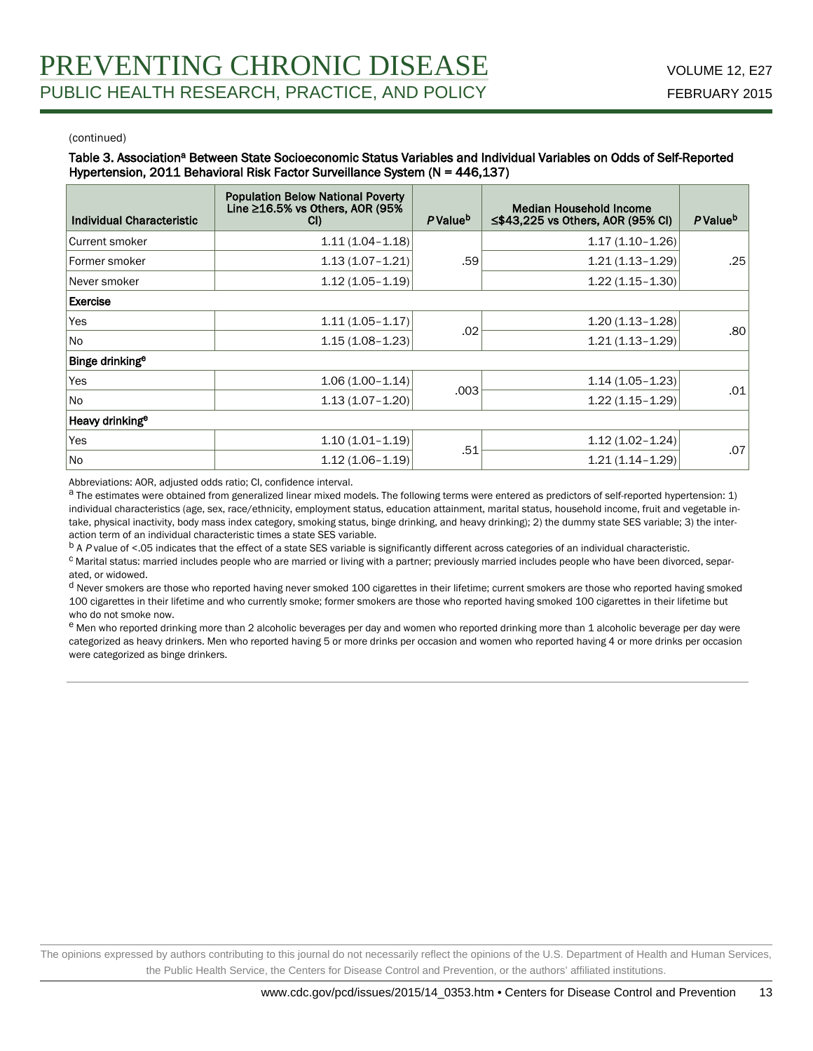(continued)

Table 3. Association[a] Between State Socioeconomic Status Variables and Individual Variables on Odds of Self-Reported Hypertension, 2011 Behavioral Risk Factor Surveillance System (N = 446,137)

| Individual Characteristic | Population Below National Poverty Line ≥16.5% vs Others, AOR (95% CI) | *P* Value[b] | Median Household Income ≤$43,225 vs Others, AOR (95% CI) | *P* Value[b] |
|---|---|---|---|---|
| Current smoker | 1.11 (1.04–1.18) | .59 | 1.17 (1.10–1.26) | .25 |
| Former smoker | 1.13 (1.07–1.21) | | 1.21 (1.13–1.29) | |
| Never smoker | 1.12 (1.05–1.19) | | 1.22 (1.15–1.30) | |
| **Exercise** | | | | |
| Yes | 1.11 (1.05–1.17) | .02 | 1.20 (1.13–1.28) | .80 |
| No | 1.15 (1.08–1.23) | | 1.21 (1.13–1.29) | |
| **Binge drinking[e]** | | | | |
| Yes | 1.06 (1.00–1.14) | .003 | 1.14 (1.05–1.23) | .01 |
| No | 1.13 (1.07–1.20) | | 1.22 (1.15–1.29) | |
| **Heavy drinking[e]** | | | | |
| Yes | 1.10 (1.01–1.19) | .51 | 1.12 (1.02–1.24) | .07 |
| No | 1.12 (1.06–1.19) | | 1.21 (1.14–1.29) | |

Abbreviations: AOR, adjusted odds ratio; CI, confidence interval.

[a] The estimates were obtained from generalized linear mixed models. The following terms were entered as predictors of self-reported hypertension: 1) individual characteristics (age, sex, race/ethnicity, employment status, education attainment, marital status, household income, fruit and vegetable intake, physical inactivity, body mass index category, smoking status, binge drinking, and heavy drinking); 2) the dummy state SES variable; 3) the interaction term of an individual characteristic times a state SES variable.

[b] A *P* value of <.05 indicates that the effect of a state SES variable is significantly different across categories of an individual characteristic.

[c] Marital status: married includes people who are married or living with a partner; previously married includes people who have been divorced, separated, or widowed.

[d] Never smokers are those who reported having never smoked 100 cigarettes in their lifetime; current smokers are those who reported having smoked 100 cigarettes in their lifetime and who currently smoke; former smokers are those who reported having smoked 100 cigarettes in their lifetime but who do not smoke now.

[e] Men who reported drinking more than 2 alcoholic beverages per day and women who reported drinking more than 1 alcoholic beverage per day were categorized as heavy drinkers. Men who reported having 5 or more drinks per occasion and women who reported having 4 or more drinks per occasion were categorized as binge drinkers.

The opinions expressed by authors contributing to this journal do not necessarily reflect the opinions of the U.S. Department of Health and Human Services, the Public Health Service, the Centers for Disease Control and Prevention, or the authors' affiliated institutions.